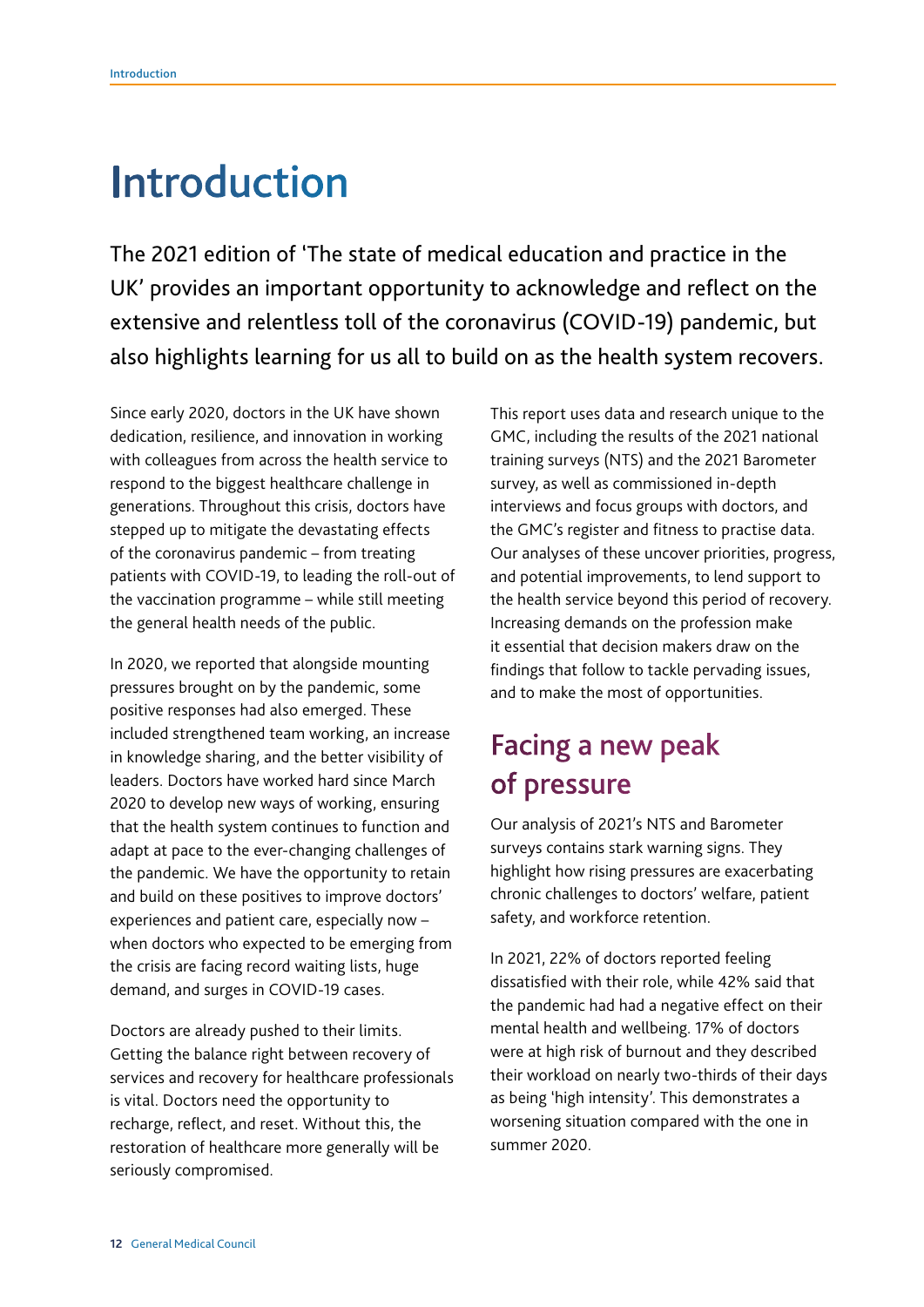# Introduction

The 2021 edition of 'The state of medical education and practice in the UK' provides an important opportunity to acknowledge and reflect on the extensive and relentless toll of the coronavirus (COVID-19) pandemic, but also highlights learning for us all to build on as the health system recovers.

Since early 2020, doctors in the UK have shown dedication, resilience, and innovation in working with colleagues from across the health service to respond to the biggest healthcare challenge in generations. Throughout this crisis, doctors have stepped up to mitigate the devastating effects of the coronavirus pandemic – from treating patients with COVID-19, to leading the roll-out of the vaccination programme – while still meeting the general health needs of the public.

In 2020, we reported that alongside mounting pressures brought on by the pandemic, some positive responses had also emerged. These included strengthened team working, an increase in knowledge sharing, and the better visibility of leaders. Doctors have worked hard since March 2020 to develop new ways of working, ensuring that the health system continues to function and adapt at pace to the ever-changing challenges of the pandemic. We have the opportunity to retain and build on these positives to improve doctors' experiences and patient care, especially now – when doctors who expected to be emerging from the crisis are facing record waiting lists, huge demand, and surges in COVID-19 cases.

Doctors are already pushed to their limits. Getting the balance right between recovery of services and recovery for healthcare professionals is vital. Doctors need the opportunity to recharge, reflect, and reset. Without this, the restoration of healthcare more generally will be seriously compromised.

This report uses data and research unique to the GMC, including the results of the 2021 national training surveys (NTS) and the 2021 Barometer survey, as well as commissioned in-depth interviews and focus groups with doctors, and the GMC's register and fitness to practise data. Our analyses of these uncover priorities, progress, and potential improvements, to lend support to the health service beyond this period of recovery. Increasing demands on the profession make it essential that decision makers draw on the findings that follow to tackle pervading issues, and to make the most of opportunities.

## Facing a new peak of pressure

Our analysis of 2021's NTS and Barometer surveys contains stark warning signs. They highlight how rising pressures are exacerbating chronic challenges to doctors' welfare, patient safety, and workforce retention.

In 2021, 22% of doctors reported feeling dissatisfied with their role, while 42% said that the pandemic had had a negative effect on their mental health and wellbeing. 17% of doctors were at high risk of burnout and they described their workload on nearly two-thirds of their days as being 'high intensity'. This demonstrates a worsening situation compared with the one in summer 2020.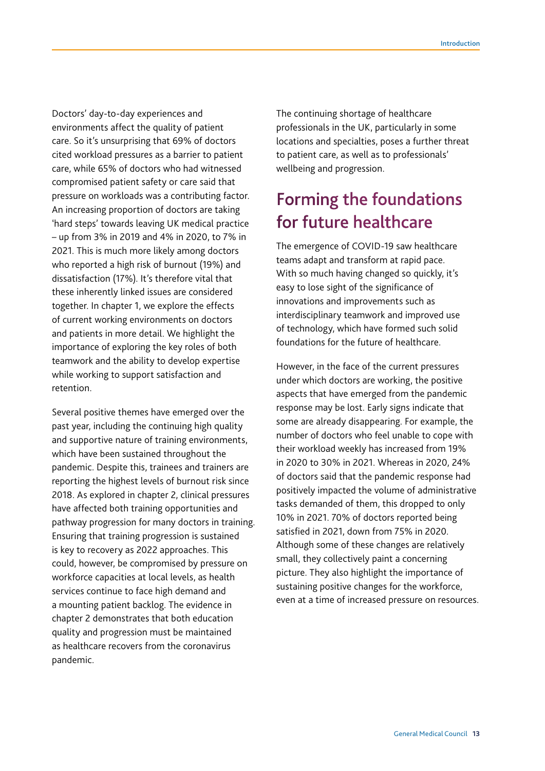Doctors' day-to-day experiences and environments affect the quality of patient care. So it's unsurprising that 69% of doctors cited workload pressures as a barrier to patient care, while 65% of doctors who had witnessed compromised patient safety or care said that pressure on workloads was a contributing factor. An increasing proportion of doctors are taking 'hard steps' towards leaving UK medical practice – up from 3% in 2019 and 4% in 2020, to 7% in 2021. This is much more likely among doctors who reported a high risk of burnout (19%) and dissatisfaction (17%). It's therefore vital that these inherently linked issues are considered together. In chapter 1, we explore the effects of current working environments on doctors and patients in more detail. We highlight the importance of exploring the key roles of both teamwork and the ability to develop expertise while working to support satisfaction and retention.

Several positive themes have emerged over the past year, including the continuing high quality and supportive nature of training environments, which have been sustained throughout the pandemic. Despite this, trainees and trainers are reporting the highest levels of burnout risk since 2018. As explored in chapter 2, clinical pressures have affected both training opportunities and pathway progression for many doctors in training. Ensuring that training progression is sustained is key to recovery as 2022 approaches. This could, however, be compromised by pressure on workforce capacities at local levels, as health services continue to face high demand and a mounting patient backlog. The evidence in chapter 2 demonstrates that both education quality and progression must be maintained as healthcare recovers from the coronavirus pandemic.

The continuing shortage of healthcare professionals in the UK, particularly in some locations and specialties, poses a further threat to patient care, as well as to professionals' wellbeing and progression.

## Forming the foundations for future healthcare

The emergence of COVID-19 saw healthcare teams adapt and transform at rapid pace. With so much having changed so quickly, it's easy to lose sight of the significance of innovations and improvements such as interdisciplinary teamwork and improved use of technology, which have formed such solid foundations for the future of healthcare.

However, in the face of the current pressures under which doctors are working, the positive aspects that have emerged from the pandemic response may be lost. Early signs indicate that some are already disappearing. For example, the number of doctors who feel unable to cope with their workload weekly has increased from 19% in 2020 to 30% in 2021. Whereas in 2020, 24% of doctors said that the pandemic response had positively impacted the volume of administrative tasks demanded of them, this dropped to only 10% in 2021. 70% of doctors reported being satisfied in 2021, down from 75% in 2020. Although some of these changes are relatively small, they collectively paint a concerning picture. They also highlight the importance of sustaining positive changes for the workforce, even at a time of increased pressure on resources.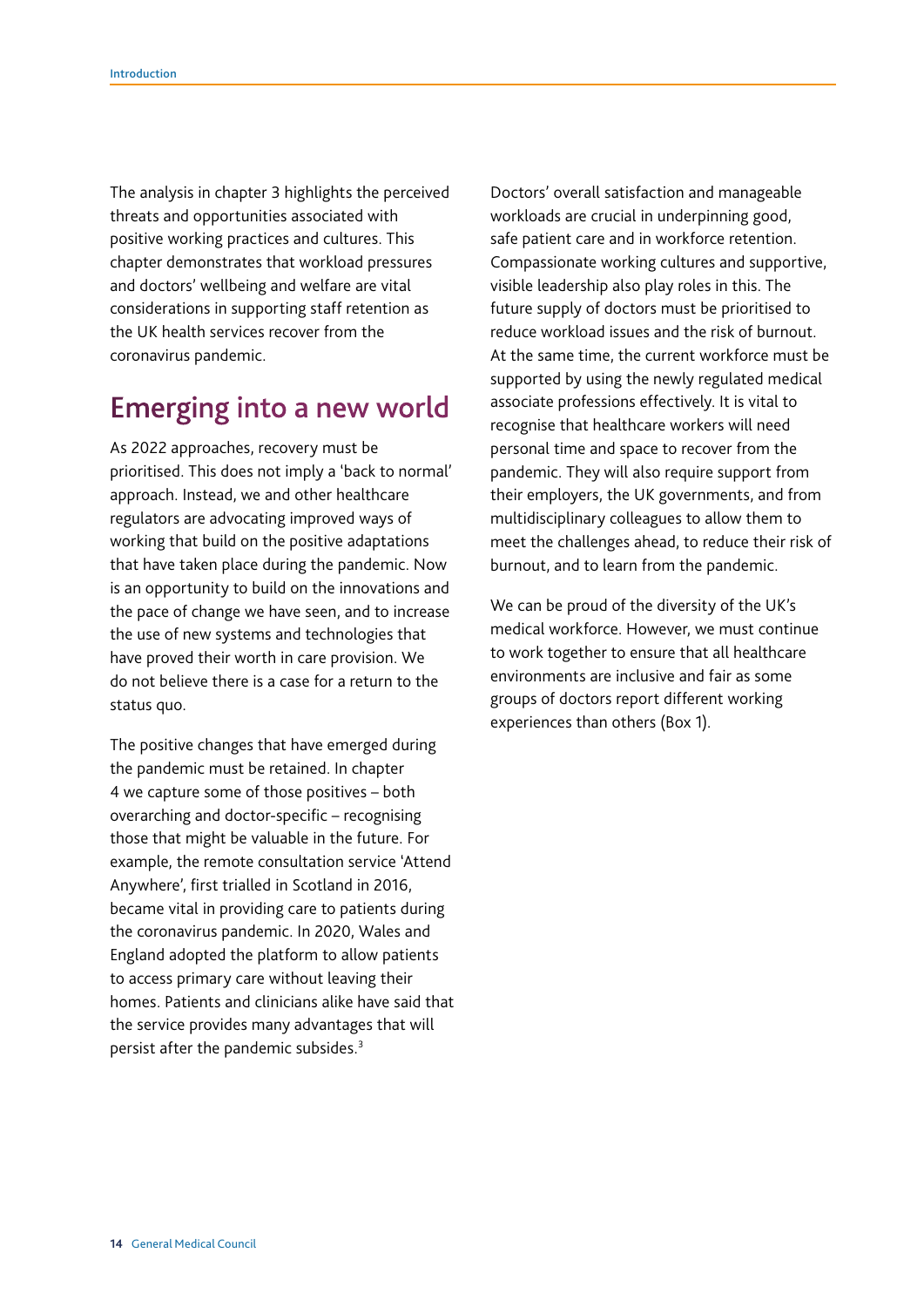The analysis in chapter 3 highlights the perceived threats and opportunities associated with positive working practices and cultures. This chapter demonstrates that workload pressures and doctors' wellbeing and welfare are vital considerations in supporting staff retention as the UK health services recover from the coronavirus pandemic.

## Emerging into a new world

As 2022 approaches, recovery must be prioritised. This does not imply a 'back to normal' approach. Instead, we and other healthcare regulators are advocating improved ways of working that build on the positive adaptations that have taken place during the pandemic. Now is an opportunity to build on the innovations and the pace of change we have seen, and to increase the use of new systems and technologies that have proved their worth in care provision. We do not believe there is a case for a return to the status quo.

The positive changes that have emerged during the pandemic must be retained. In chapter 4 we capture some of those positives – both overarching and doctor-specific – recognising those that might be valuable in the future. For example, the remote consultation service 'Attend Anywhere', first trialled in Scotland in 2016, became vital in providing care to patients during the coronavirus pandemic. In 2020, Wales and England adopted the platform to allow patients to access primary care without leaving their homes. Patients and clinicians alike have said that the service provides many advantages that will persist after the pandemic subsides.[3]

Doctors' overall satisfaction and manageable workloads are crucial in underpinning good, safe patient care and in workforce retention. Compassionate working cultures and supportive, visible leadership also play roles in this. The future supply of doctors must be prioritised to reduce workload issues and the risk of burnout. At the same time, the current workforce must be supported by using the newly regulated medical associate professions effectively. It is vital to recognise that healthcare workers will need personal time and space to recover from the pandemic. They will also require support from their employers, the UK governments, and from multidisciplinary colleagues to allow them to meet the challenges ahead, to reduce their risk of burnout, and to learn from the pandemic.

We can be proud of the diversity of the UK's medical workforce. However, we must continue to work together to ensure that all healthcare environments are inclusive and fair as some groups of doctors report different working experiences than others (Box 1).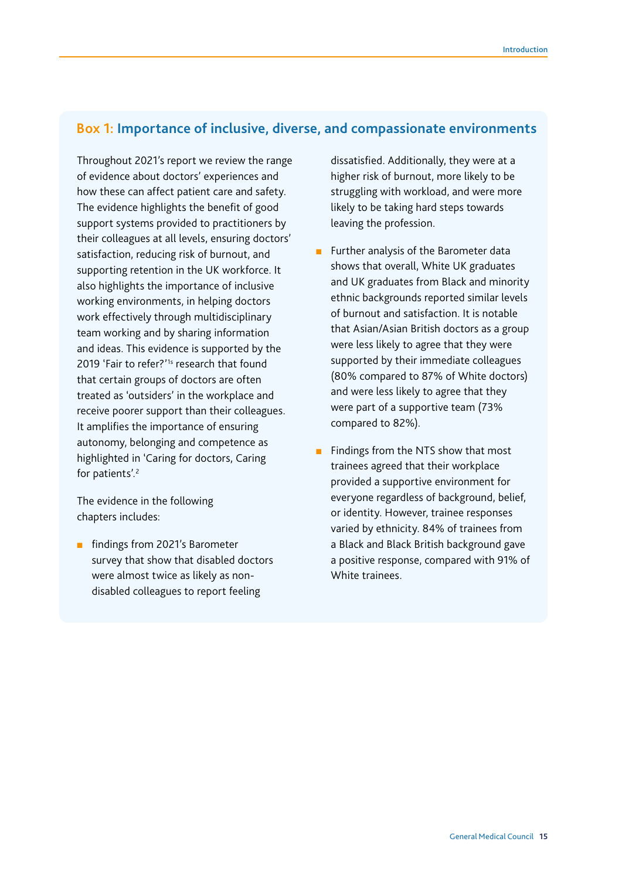## Box 1: Importance of inclusive, diverse, and compassionate environments

Throughout 2021's report we review the range of evidence about doctors' experiences and how these can affect patient care and safety. The evidence highlights the benefit of good support systems provided to practitioners by their colleagues at all levels, ensuring doctors' satisfaction, reducing risk of burnout, and supporting retention in the UK workforce. It also highlights the importance of inclusive working environments, in helping doctors work effectively through multidisciplinary team working and by sharing information and ideas. This evidence is supported by the 2019 'Fair to refer?'[15] research that found that certain groups of doctors are often treated as 'outsiders' in the workplace and receive poorer support than their colleagues. It amplifies the importance of ensuring autonomy, belonging and competence as highlighted in 'Caring for doctors, Caring for patients'.[2]

The evidence in the following chapters includes:

- findings from 2021's Barometer survey that show that disabled doctors were almost twice as likely as non-disabled colleagues to report feeling dissatisfied. Additionally, they were at a higher risk of burnout, more likely to be struggling with workload, and were more likely to be taking hard steps towards leaving the profession.
- Further analysis of the Barometer data shows that overall, White UK graduates and UK graduates from Black and minority ethnic backgrounds reported similar levels of burnout and satisfaction. It is notable that Asian/Asian British doctors as a group were less likely to agree that they were supported by their immediate colleagues (80% compared to 87% of White doctors) and were less likely to agree that they were part of a supportive team (73% compared to 82%).
- Findings from the NTS show that most trainees agreed that their workplace provided a supportive environment for everyone regardless of background, belief, or identity. However, trainee responses varied by ethnicity. 84% of trainees from a Black and Black British background gave a positive response, compared with 91% of White trainees.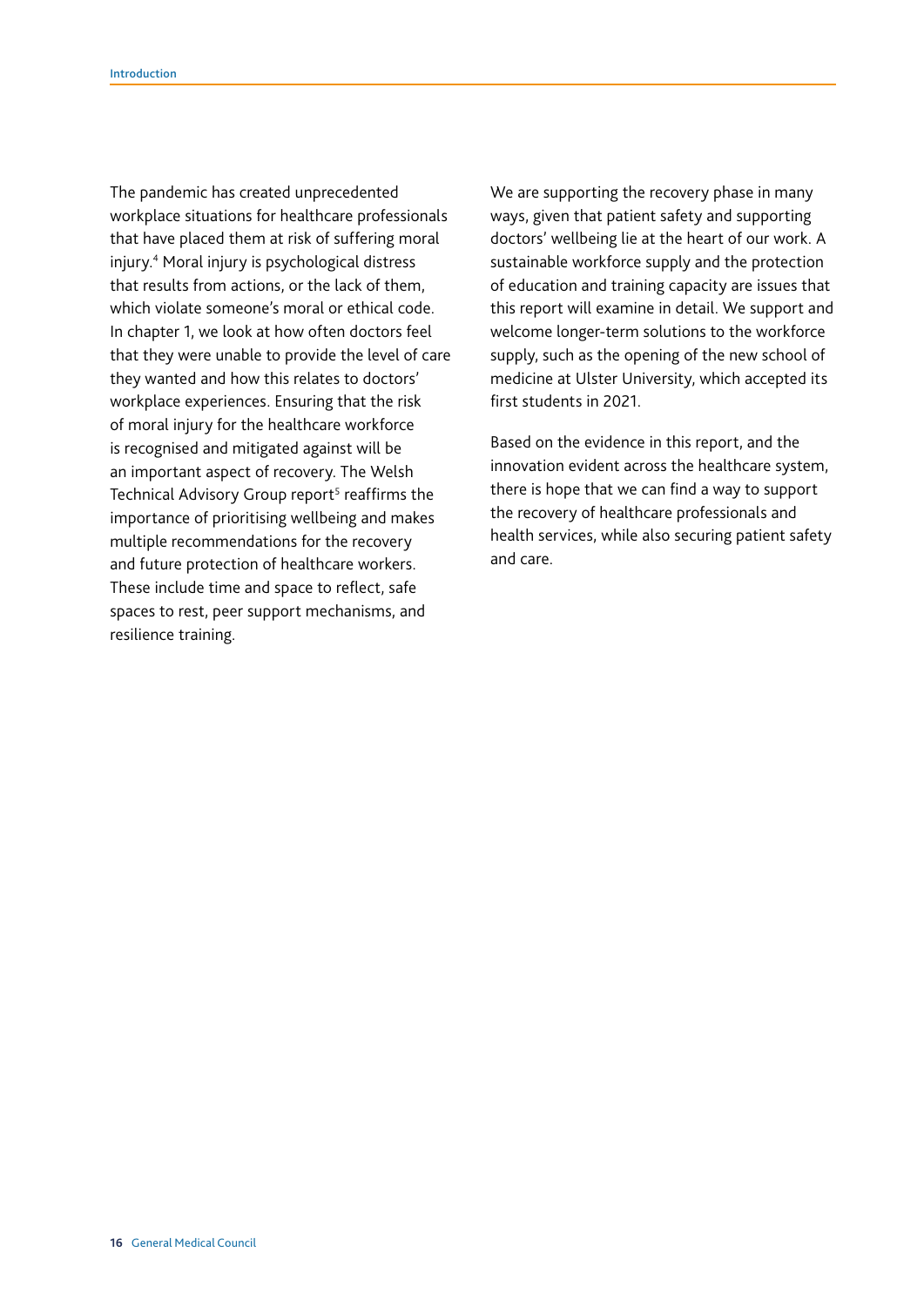The pandemic has created unprecedented workplace situations for healthcare professionals that have placed them at risk of suffering moral injury.[4] Moral injury is psychological distress that results from actions, or the lack of them, which violate someone's moral or ethical code. In chapter 1, we look at how often doctors feel that they were unable to provide the level of care they wanted and how this relates to doctors' workplace experiences. Ensuring that the risk of moral injury for the healthcare workforce is recognised and mitigated against will be an important aspect of recovery. The Welsh Technical Advisory Group report[5] reaffirms the importance of prioritising wellbeing and makes multiple recommendations for the recovery and future protection of healthcare workers. These include time and space to reflect, safe spaces to rest, peer support mechanisms, and resilience training.

We are supporting the recovery phase in many ways, given that patient safety and supporting doctors' wellbeing lie at the heart of our work. A sustainable workforce supply and the protection of education and training capacity are issues that this report will examine in detail. We support and welcome longer-term solutions to the workforce supply, such as the opening of the new school of medicine at Ulster University, which accepted its first students in 2021.

Based on the evidence in this report, and the innovation evident across the healthcare system, there is hope that we can find a way to support the recovery of healthcare professionals and health services, while also securing patient safety and care.